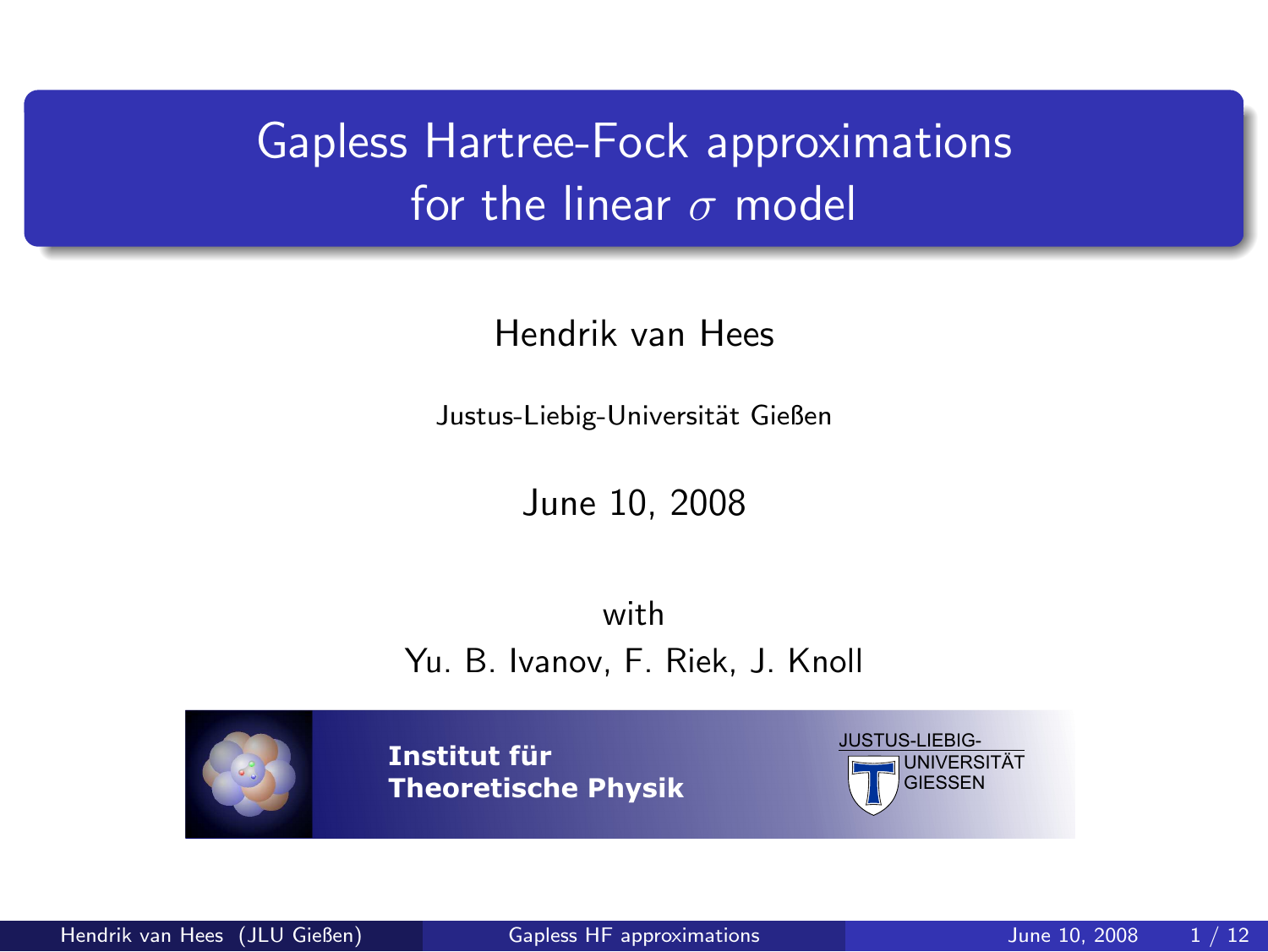# Gapless Hartree-Fock approximations for the linear $\sigma$ model

Hendrik van Hees

Justus-Liebig-Universität Gießen

June 10, 2008

with

Yu. B. Ivanov, F. Riek, J. Knoll

**Institut für Theoretische Physik**

JUSTUS-LIEBIG-UNIVERSITÄT GIESSEN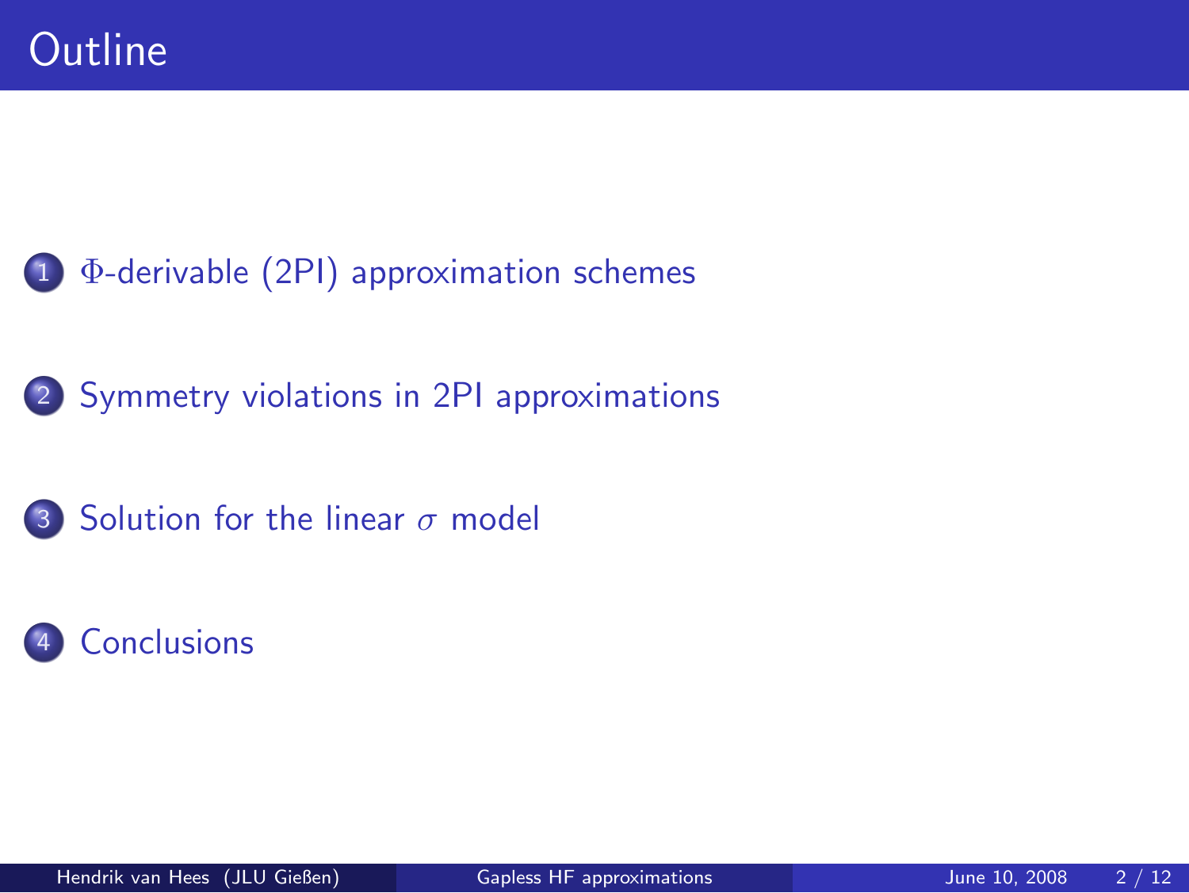# Outline

1. $\Phi$-derivable (2PI) approximation schemes
2. Symmetry violations in 2PI approximations
3. Solution for the linear $\sigma$ model
4. Conclusions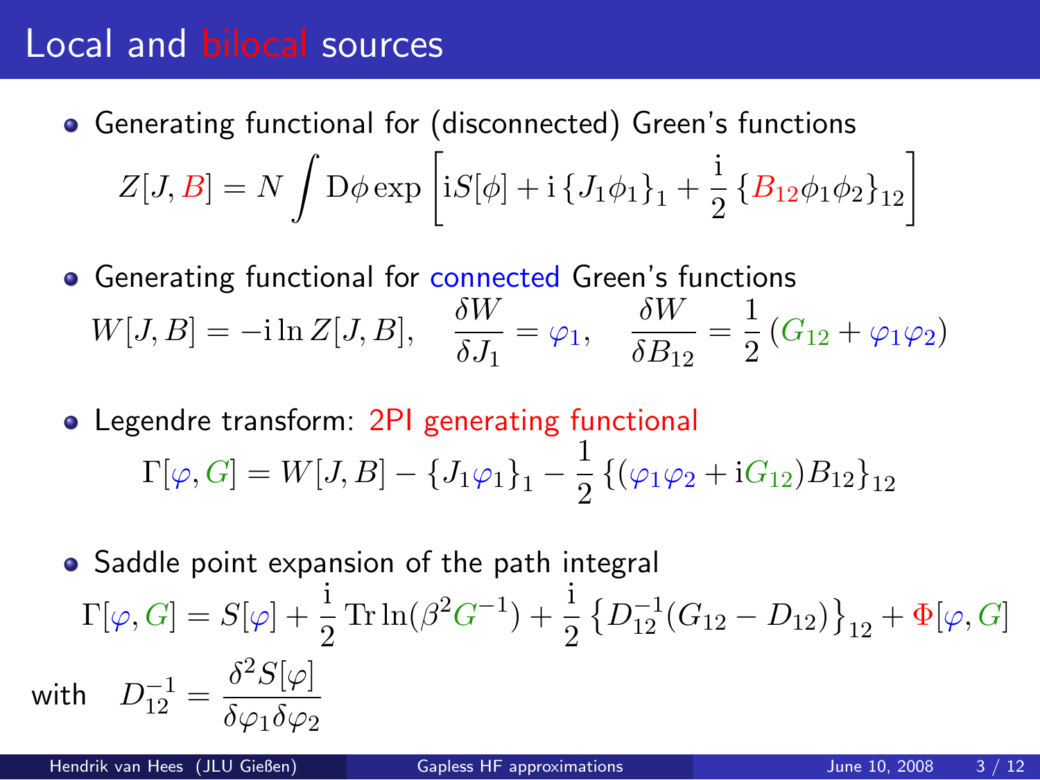# Local and bilocal sources

- Generating functional for (disconnected) Green's functions

$$Z[J, B] = N \int \mathrm{D}\phi \exp\left[\mathrm{i}S[\phi] + \mathrm{i}\left\{J_1\phi_1\right\}_1 + \frac{\mathrm{i}}{2}\left\{B_{12}\phi_1\phi_2\right\}_{12}\right]$$

- Generating functional for connected Green's functions

$$W[J, B] = -\mathrm{i}\ln Z[J, B], \quad \frac{\delta W}{\delta J_1} = \varphi_1, \quad \frac{\delta W}{\delta B_{12}} = \frac{1}{2}\left(G_{12} + \varphi_1\varphi_2\right)$$

- Legendre transform: 2PI generating functional

$$\Gamma[\varphi, G] = W[J, B] - \left\{J_1\varphi_1\right\}_1 - \frac{1}{2}\left\{(\varphi_1\varphi_2 + \mathrm{i}G_{12})B_{12}\right\}_{12}$$

- Saddle point expansion of the path integral

$$\Gamma[\varphi, G] = S[\varphi] + \frac{\mathrm{i}}{2}\operatorname{Tr}\ln(\beta^2 G^{-1}) + \frac{\mathrm{i}}{2}\left\{D_{12}^{-1}(G_{12} - D_{12})\right\}_{12} + \Phi[\varphi, G]$$

with $D_{12}^{-1} = \dfrac{\delta^2 S[\varphi]}{\delta\varphi_1\delta\varphi_2}$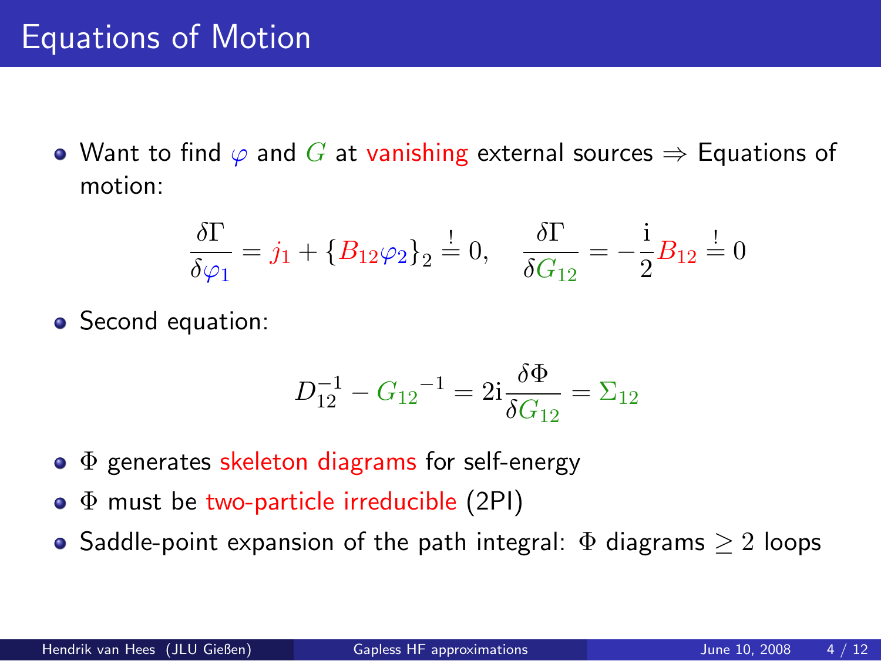# Equations of Motion

- Want to find $\varphi$ and $G$ at vanishing external sources $\Rightarrow$ Equations of motion:

$$\frac{\delta \Gamma}{\delta \varphi_1} = j_1 + \{B_{12}\varphi_2\}_2 \stackrel{!}{=} 0, \quad \frac{\delta \Gamma}{\delta G_{12}} = -\frac{\mathrm{i}}{2} B_{12} \stackrel{!}{=} 0$$

- Second equation:

$$D_{12}^{-1} - {G_{12}}^{-1} = 2\mathrm{i} \frac{\delta \Phi}{\delta G_{12}} = \Sigma_{12}$$

- $\Phi$ generates skeleton diagrams for self-energy
- $\Phi$ must be two-particle irreducible (2PI)
- Saddle-point expansion of the path integral: $\Phi$ diagrams $\geq 2$ loops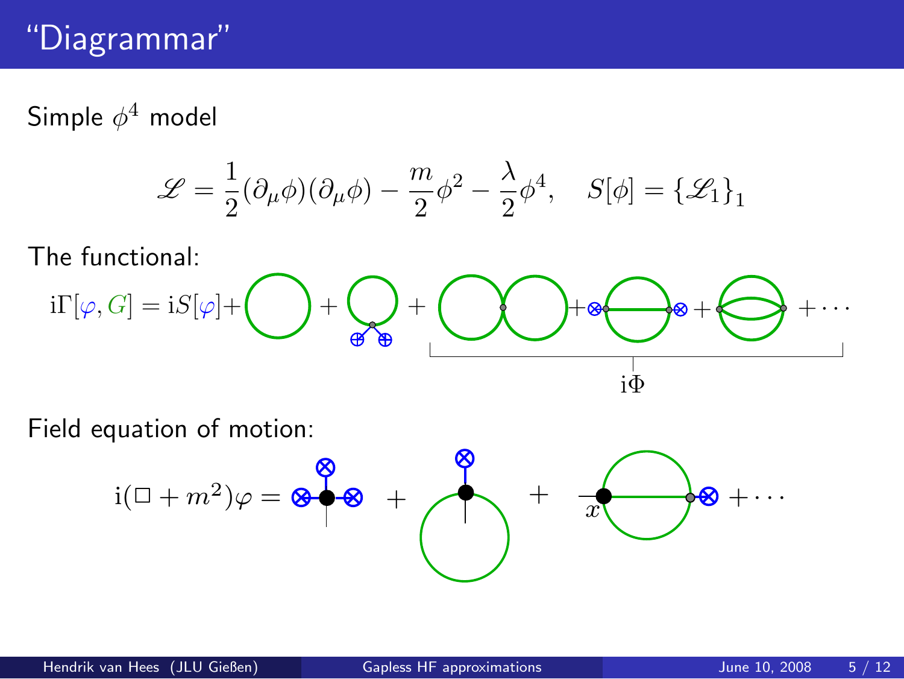# "Diagrammar"

Simple $\phi^4$ model

$$\mathscr{L} = \frac{1}{2}(\partial_\mu \phi)(\partial_\mu \phi) - \frac{m}{2}\phi^2 - \frac{\lambda}{2}\phi^4, \quad S[\phi] = \{\mathscr{L}_1\}_1$$

The functional:

$$\mathrm{i}\Gamma[\varphi, G] = \mathrm{i}S[\varphi] + \cdots$$

$\mathrm{i}\Phi$

Field equation of motion:

$$\mathrm{i}(\Box + m^2)\varphi = \cdots$$

$x$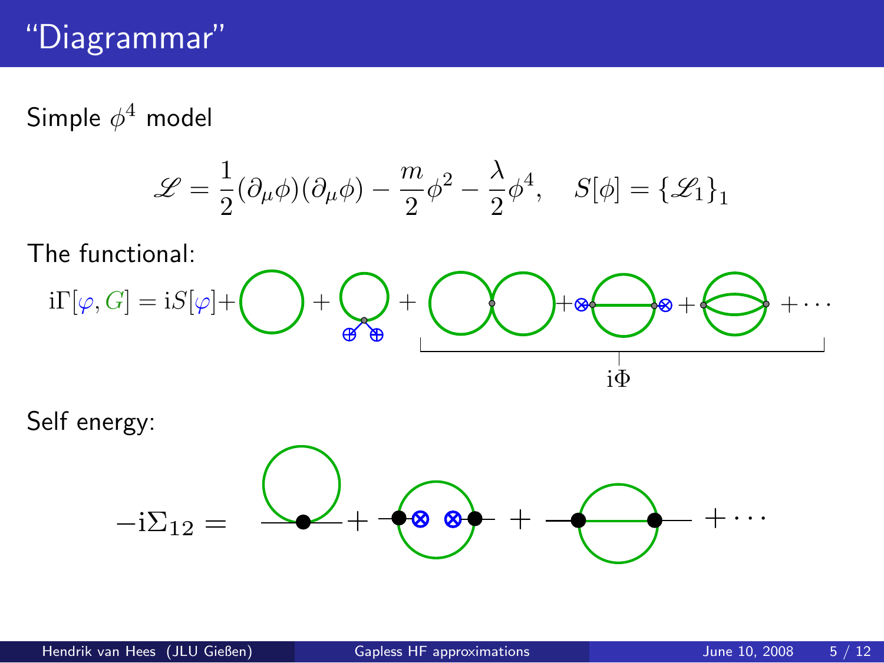# "Diagrammar"

Simple $\phi^4$ model

$$\mathscr{L} = \frac{1}{2}(\partial_\mu \phi)(\partial_\mu \phi) - \frac{m}{2}\phi^2 - \frac{\lambda}{2}\phi^4, \quad S[\phi] = \{\mathscr{L}_1\}_1$$

The functional:

$$\mathrm{i}\Gamma[\varphi, G] = \mathrm{i}S[\varphi] + \cdots$$

$\mathrm{i}\Phi$

Self energy:

$$-\mathrm{i}\Sigma_{12} = \cdots$$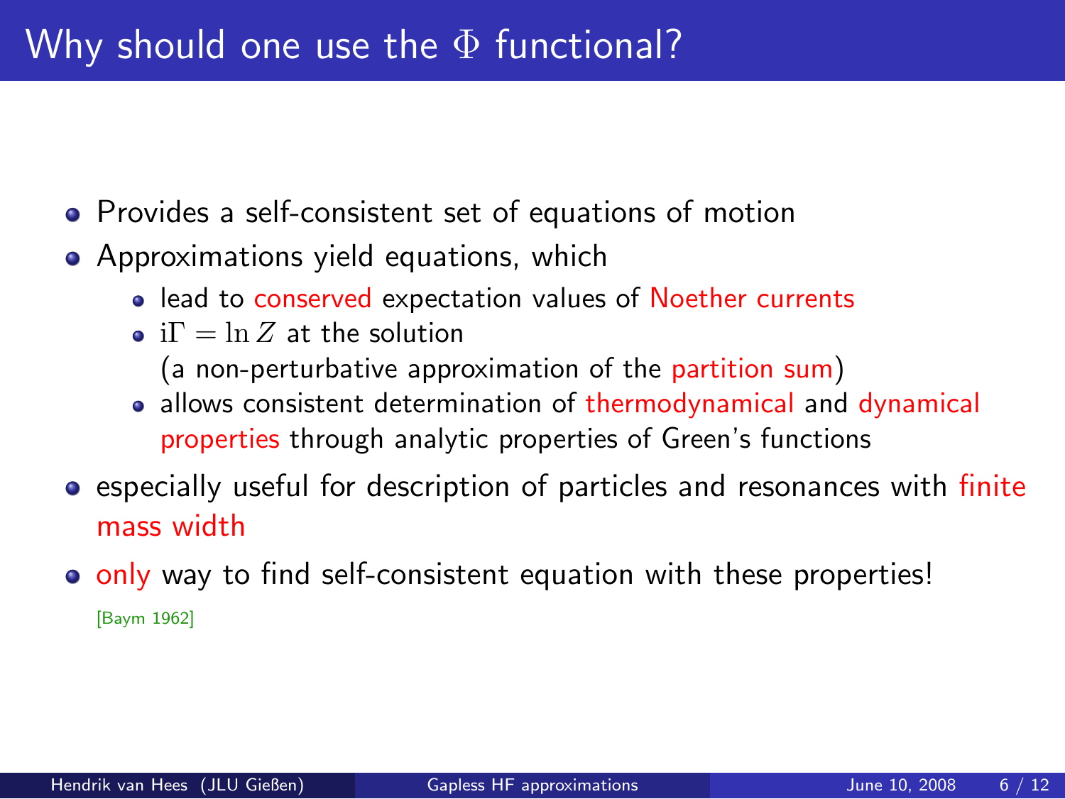# Why should one use the $\Phi$ functional?

- Provides a self-consistent set of equations of motion
- Approximations yield equations, which
  - lead to conserved expectation values of Noether currents
  - $\mathrm{i}\Gamma = \ln Z$ at the solution
    (a non-perturbative approximation of the partition sum)
  - allows consistent determination of thermodynamical and dynamical properties through analytic properties of Green's functions
- especially useful for description of particles and resonances with finite mass width
- only way to find self-consistent equation with these properties!

[Baym 1962]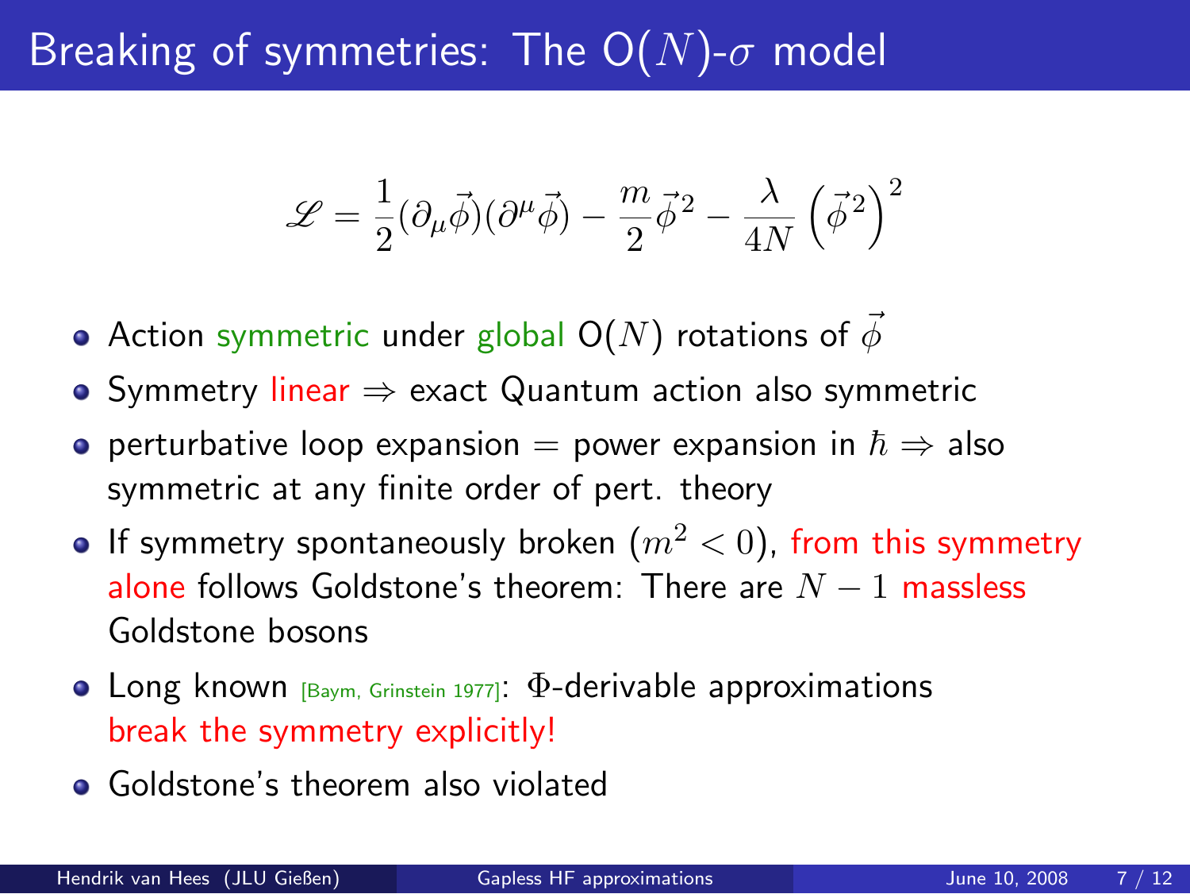# Breaking of symmetries: The O($N$)-$\sigma$ model

$$\mathscr{L} = \frac{1}{2}(\partial_\mu \vec{\phi})(\partial^\mu \vec{\phi}) - \frac{m}{2}\vec{\phi}^2 - \frac{\lambda}{4N}\left(\vec{\phi}^2\right)^2$$

- Action symmetric under global O($N$) rotations of $\vec{\phi}$
- Symmetry linear $\Rightarrow$ exact Quantum action also symmetric
- perturbative loop expansion = power expansion in $\hbar \Rightarrow$ also symmetric at any finite order of pert. theory
- If symmetry spontaneously broken ($m^2 < 0$), from this symmetry alone follows Goldstone's theorem: There are $N-1$ massless Goldstone bosons
- Long known [Baym, Grinstein 1977]: $\Phi$-derivable approximations break the symmetry explicitly!
- Goldstone's theorem also violated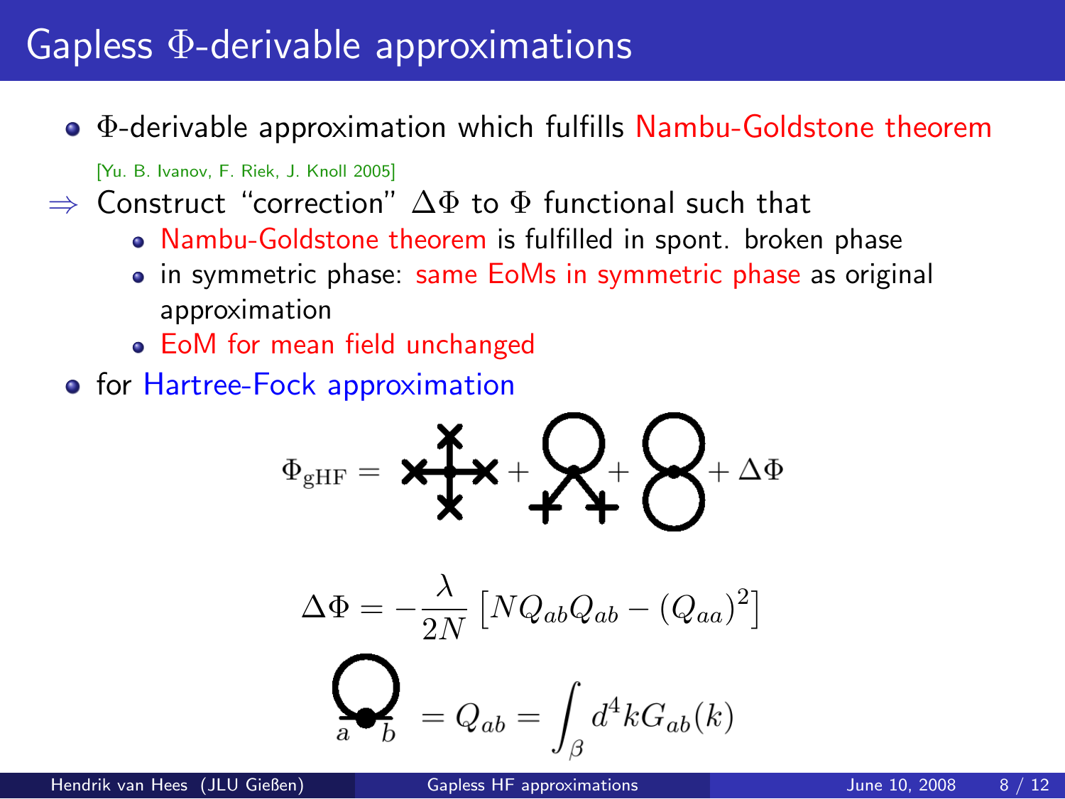# Gapless $\Phi$-derivable approximations

- $\Phi$-derivable approximation which fulfills Nambu-Goldstone theorem

  [Yu. B. Ivanov, F. Riek, J. Knoll 2005]

$\Rightarrow$ Construct "correction" $\Delta\Phi$ to $\Phi$ functional such that

  - Nambu-Goldstone theorem is fulfilled in spont. broken phase
  - in symmetric phase: same EoMs in symmetric phase as original approximation
  - EoM for mean field unchanged

- for Hartree-Fock approximation

$$\Phi_{\text{gHF}} = [\text{diagram}] + [\text{diagram}] + [\text{diagram}] + \Delta\Phi$$

$$\Delta\Phi = -\frac{\lambda}{2N}\left[N Q_{ab} Q_{ab} - (Q_{aa})^2\right]$$

$$[\text{diagram}]_{ab} = Q_{ab} = \int_\beta d^4 k G_{ab}(k)$$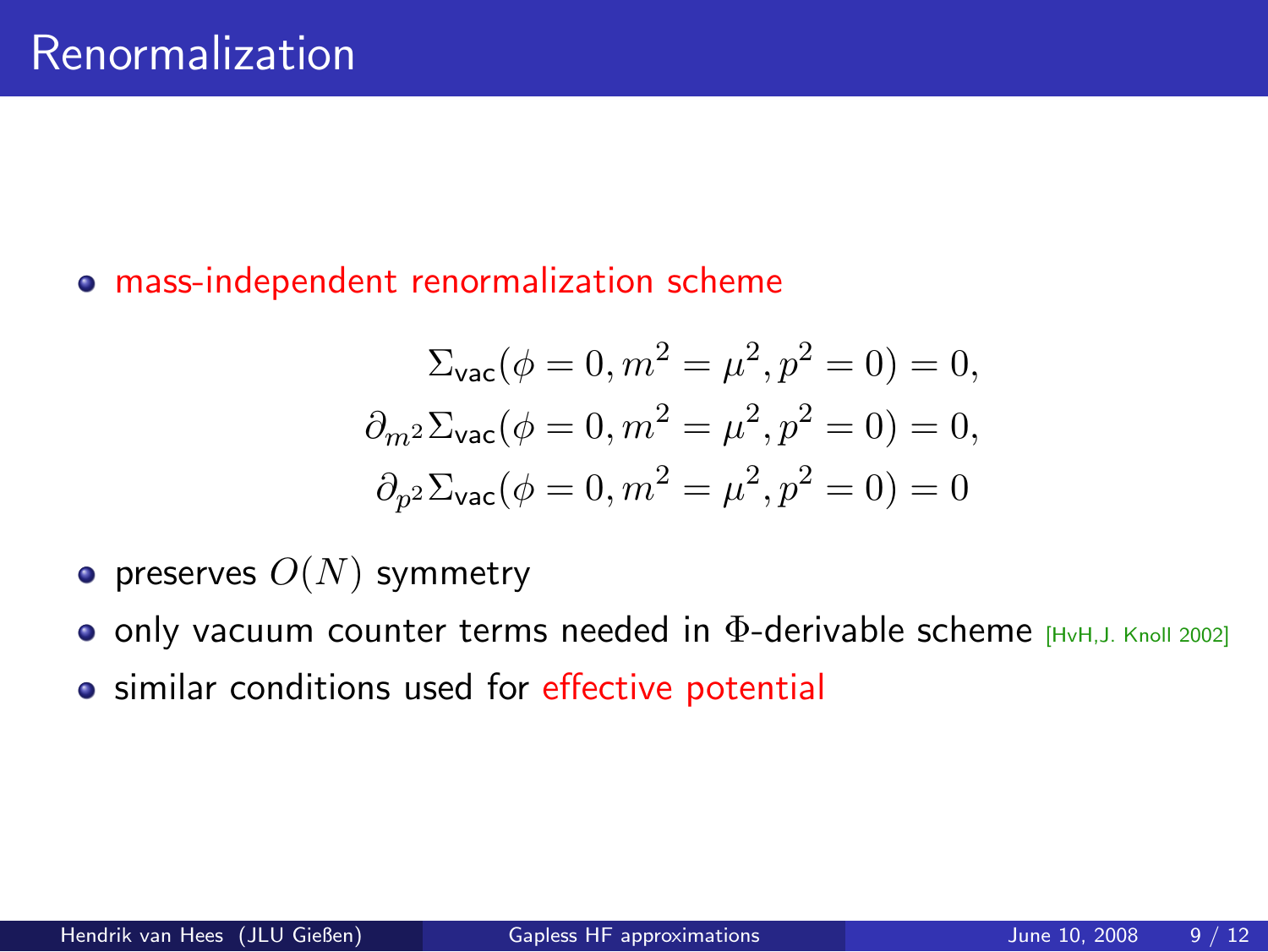# Renormalization

- mass-independent renormalization scheme

$$
\begin{aligned}
\Sigma_{\text{vac}}(\phi = 0, m^2 = \mu^2, p^2 = 0) = 0, \\
\partial_{m^2} \Sigma_{\text{vac}}(\phi = 0, m^2 = \mu^2, p^2 = 0) = 0, \\
\partial_{p^2} \Sigma_{\text{vac}}(\phi = 0, m^2 = \mu^2, p^2 = 0) = 0
\end{aligned}
$$

- preserves $O(N)$ symmetry
- only vacuum counter terms needed in $\Phi$-derivable scheme [HvH,J. Knoll 2002]
- similar conditions used for effective potential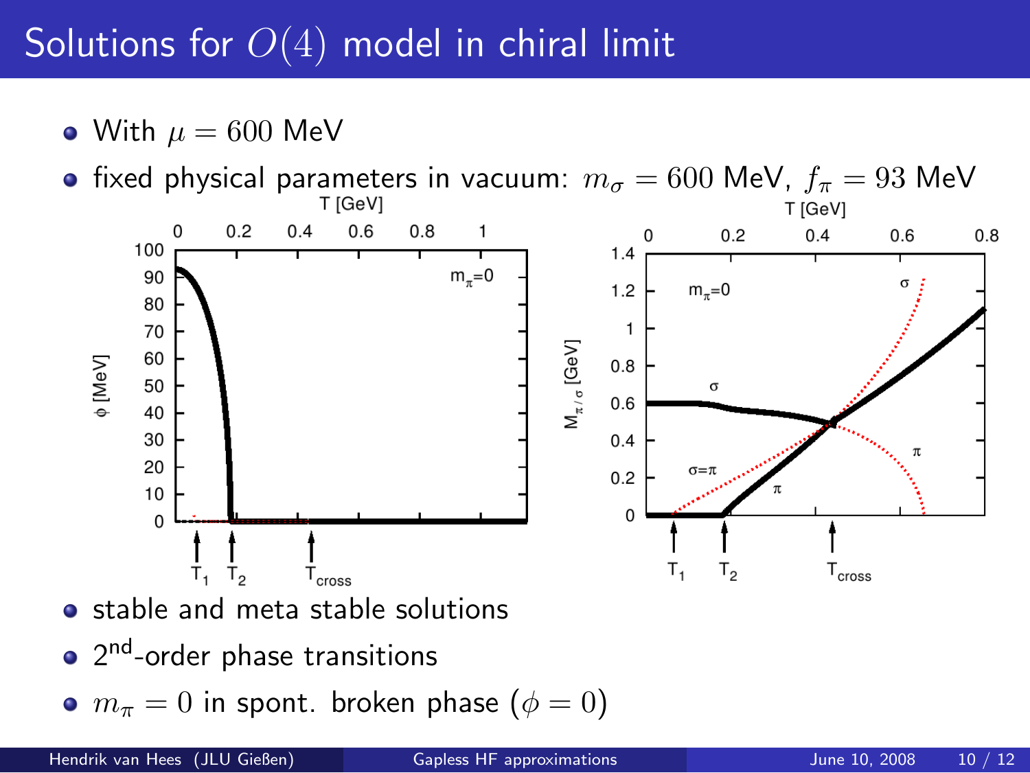# Solutions for $O(4)$ model in chiral limit

- With $\mu = 600$ MeV
- fixed physical parameters in vacuum: $m_\sigma = 600$ MeV, $f_\pi = 93$ MeV

- stable and meta stable solutions
- 2[nd]-order phase transitions
- $m_\pi = 0$ in spont. broken phase ($\phi = 0$)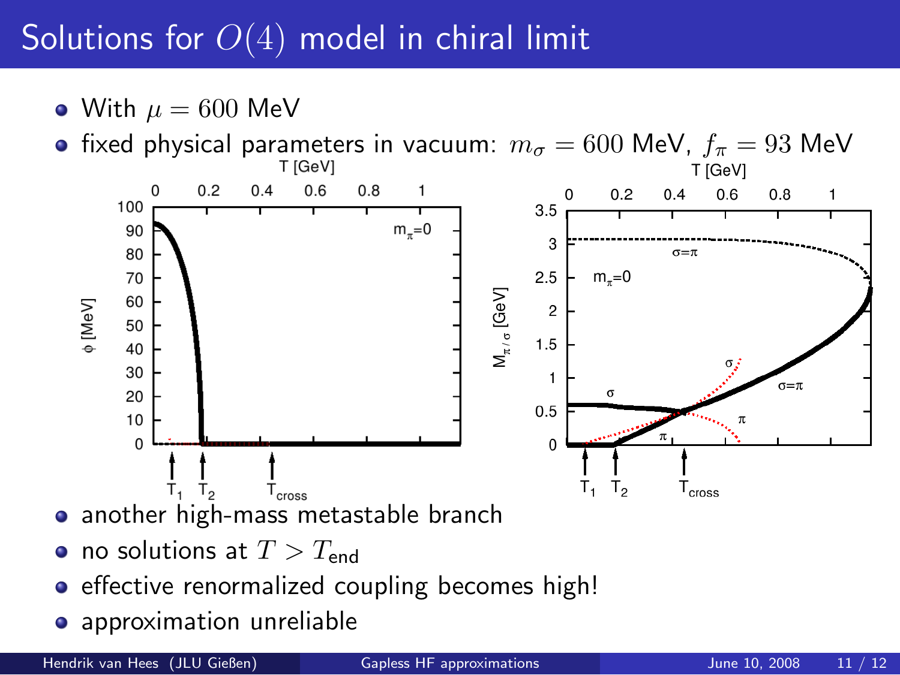# Solutions for $O(4)$ model in chiral limit

- With $\mu = 600$ MeV
- fixed physical parameters in vacuum: $m_\sigma = 600$ MeV, $f_\pi = 93$ MeV

- another high-mass metastable branch
- no solutions at $T > T_{\text{end}}$
- effective renormalized coupling becomes high!
- approximation unreliable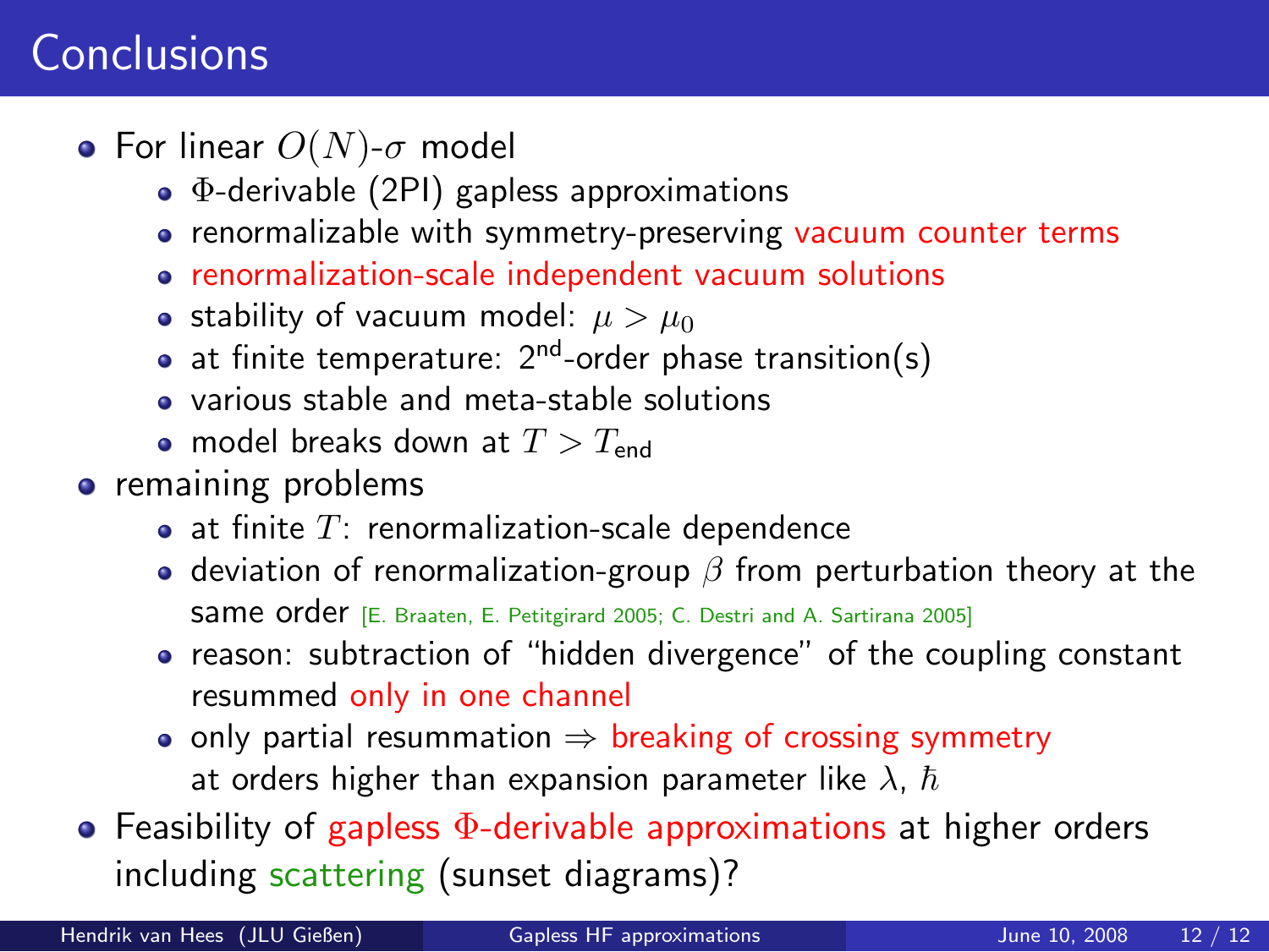# Conclusions

- For linear $O(N)$-$\sigma$ model
  - $\Phi$-derivable (2PI) gapless approximations
  - renormalizable with symmetry-preserving vacuum counter terms
  - renormalization-scale independent vacuum solutions
  - stability of vacuum model: $\mu > \mu_0$
  - at finite temperature: 2[nd]-order phase transition(s)
  - various stable and meta-stable solutions
  - model breaks down at $T > T_{\text{end}}$
- remaining problems
  - at finite $T$: renormalization-scale dependence
  - deviation of renormalization-group $\beta$ from perturbation theory at the same order [E. Braaten, E. Petitgirard 2005; C. Destri and A. Sartirana 2005]
  - reason: subtraction of "hidden divergence" of the coupling constant resummed only in one channel
  - only partial resummation $\Rightarrow$ breaking of crossing symmetry at orders higher than expansion parameter like $\lambda$, $\hbar$
- Feasibility of gapless $\Phi$-derivable approximations at higher orders including scattering (sunset diagrams)?